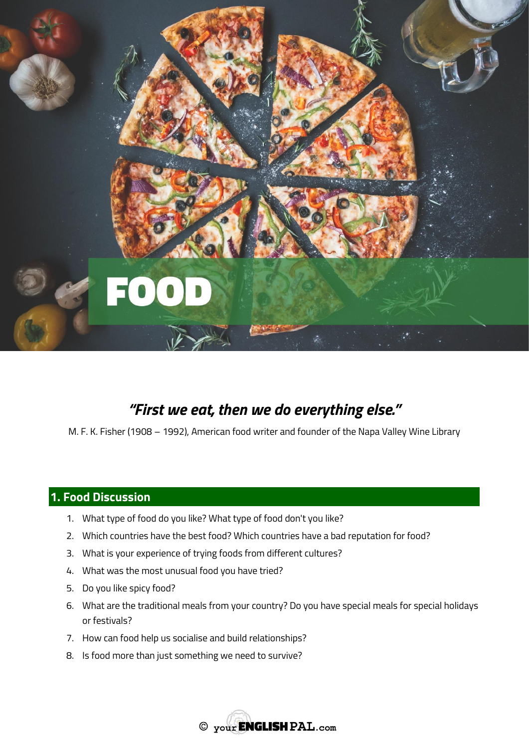# FOOD

***"First we eat, then we do everything else."***

M. F. K. Fisher (1908 – 1992), American food writer and founder of the Napa Valley Wine Library

## 1. Food Discussion

1. What type of food do you like? What type of food don't you like?
2. Which countries have the best food? Which countries have a bad reputation for food?
3. What is your experience of trying foods from different cultures?
4. What was the most unusual food you have tried?
5. Do you like spicy food?
6. What are the traditional meals from your country? Do you have special meals for special holidays or festivals?
7. How can food help us socialise and build relationships?
8. Is food more than just something we need to survive?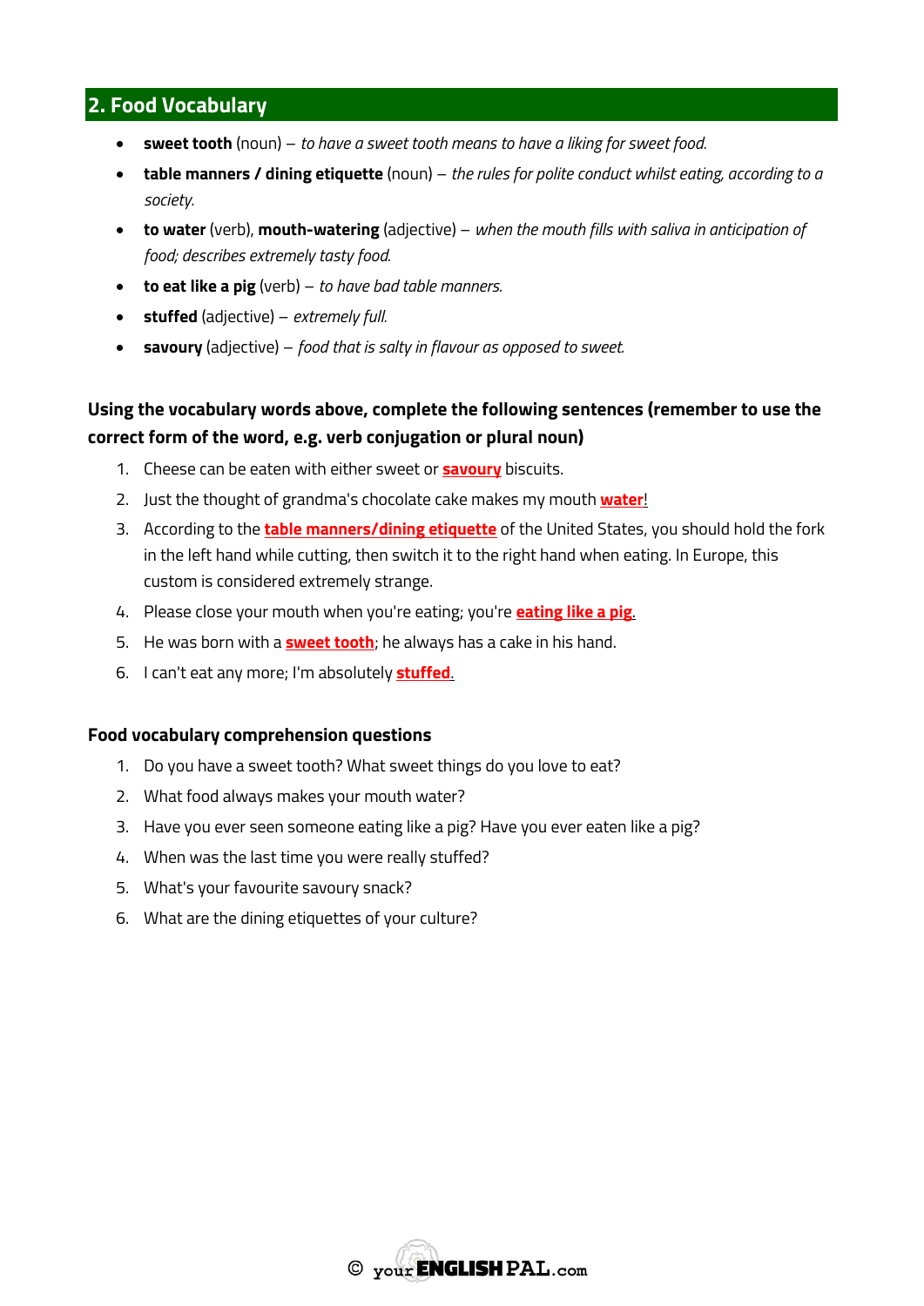## 2. Food Vocabulary

- **sweet tooth** (noun) – *to have a sweet tooth means to have a liking for sweet food.*
- **table manners / dining etiquette** (noun) – *the rules for polite conduct whilst eating, according to a society.*
- **to water** (verb), **mouth-watering** (adjective) – *when the mouth fills with saliva in anticipation of food; describes extremely tasty food.*
- **to eat like a pig** (verb) – *to have bad table manners.*
- **stuffed** (adjective) – *extremely full.*
- **savoury** (adjective) – *food that is salty in flavour as opposed to sweet.*

**Using the vocabulary words above, complete the following sentences (remember to use the correct form of the word, e.g. verb conjugation or plural noun)**

1. Cheese can be eaten with either sweet or **savoury** biscuits.
2. Just the thought of grandma's chocolate cake makes my mouth **water**!
3. According to the **table manners/dining etiquette** of the United States, you should hold the fork in the left hand while cutting, then switch it to the right hand when eating. In Europe, this custom is considered extremely strange.
4. Please close your mouth when you're eating; you're **eating like a pig**.
5. He was born with a **sweet tooth**; he always has a cake in his hand.
6. I can't eat any more; I'm absolutely **stuffed**.

**Food vocabulary comprehension questions**

1. Do you have a sweet tooth? What sweet things do you love to eat?
2. What food always makes your mouth water?
3. Have you ever seen someone eating like a pig? Have you ever eaten like a pig?
4. When was the last time you were really stuffed?
5. What's your favourite savoury snack?
6. What are the dining etiquettes of your culture?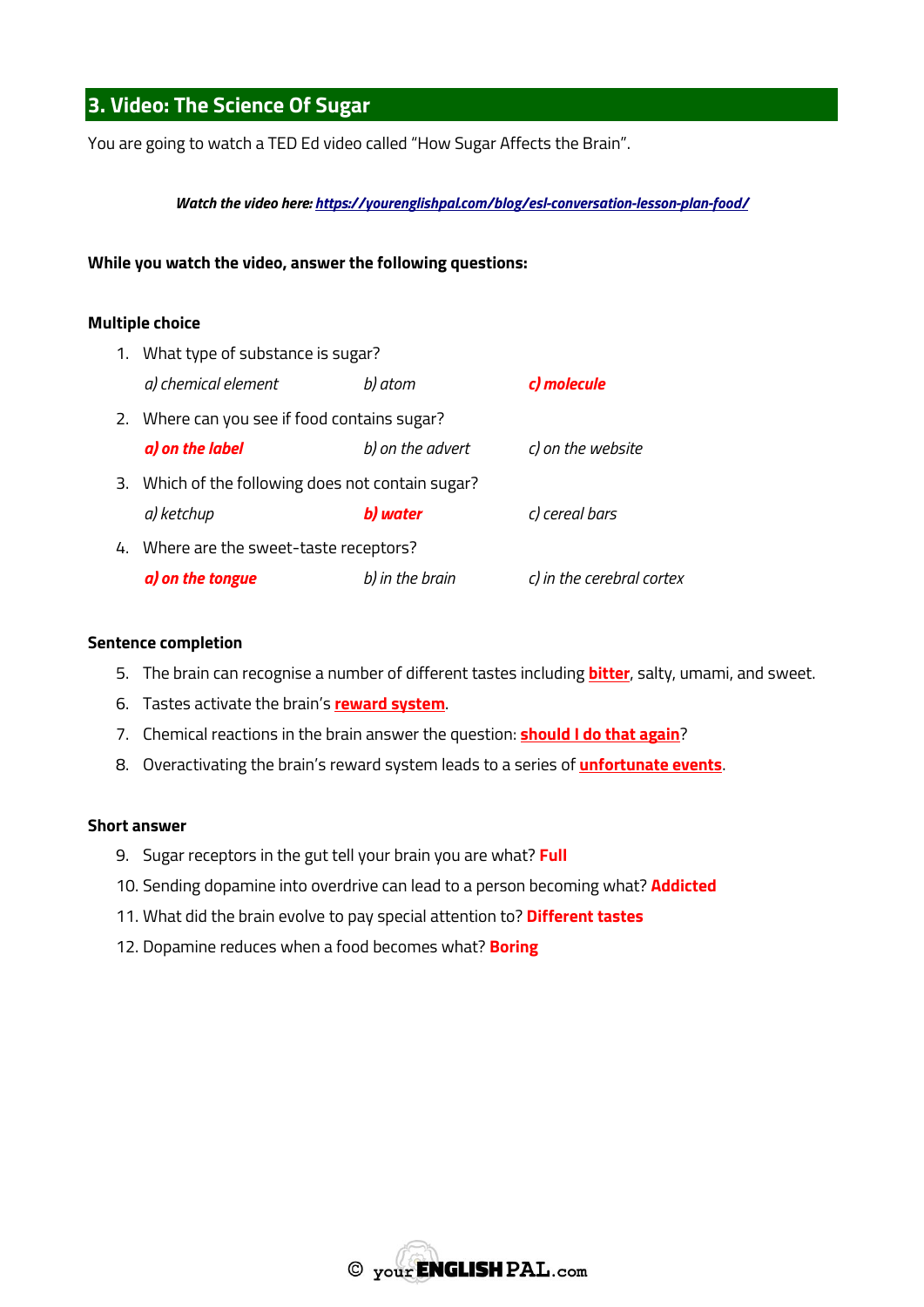## 3. Video: The Science Of Sugar

You are going to watch a TED Ed video called “How Sugar Affects the Brain”.

***Watch the video here: [https://yourenglishpal.com/blog/esl-conversation-lesson-plan-food/](https://yourenglishpal.com/blog/esl-conversation-lesson-plan-food/)***

**While you watch the video, answer the following questions:**

**Multiple choice**

1. What type of substance is sugar?

   *a) chemical element*  *b) atom*  ***c) molecule***

2. Where can you see if food contains sugar?

   ***a) on the label***  *b) on the advert*  *c) on the website*

3. Which of the following does not contain sugar?

   *a) ketchup*  ***b) water***  *c) cereal bars*

4. Where are the sweet-taste receptors?

   ***a) on the tongue***  *b) in the brain*  *c) in the cerebral cortex*

**Sentence completion**

5. The brain can recognise a number of different tastes including **bitter**, salty, umami, and sweet.
6. Tastes activate the brain’s **reward system**.
7. Chemical reactions in the brain answer the question: **should I do that again**?
8. Overactivating the brain’s reward system leads to a series of **unfortunate events**.

**Short answer**

9. Sugar receptors in the gut tell your brain you are what? **Full**
10. Sending dopamine into overdrive can lead to a person becoming what? **Addicted**
11. What did the brain evolve to pay special attention to? **Different tastes**
12. Dopamine reduces when a food becomes what? **Boring**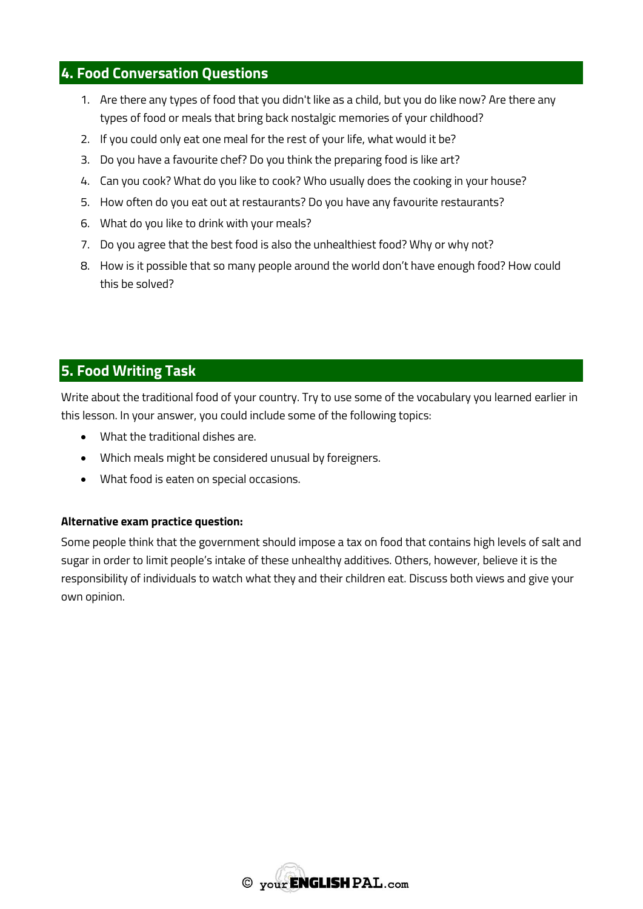## 4. Food Conversation Questions

1. Are there any types of food that you didn't like as a child, but you do like now? Are there any types of food or meals that bring back nostalgic memories of your childhood?
2. If you could only eat one meal for the rest of your life, what would it be?
3. Do you have a favourite chef? Do you think the preparing food is like art?
4. Can you cook? What do you like to cook? Who usually does the cooking in your house?
5. How often do you eat out at restaurants? Do you have any favourite restaurants?
6. What do you like to drink with your meals?
7. Do you agree that the best food is also the unhealthiest food? Why or why not?
8. How is it possible that so many people around the world don't have enough food? How could this be solved?

## 5. Food Writing Task

Write about the traditional food of your country. Try to use some of the vocabulary you learned earlier in this lesson. In your answer, you could include some of the following topics:

- What the traditional dishes are.
- Which meals might be considered unusual by foreigners.
- What food is eaten on special occasions.

**Alternative exam practice question:**

Some people think that the government should impose a tax on food that contains high levels of salt and sugar in order to limit people's intake of these unhealthy additives. Others, however, believe it is the responsibility of individuals to watch what they and their children eat. Discuss both views and give your own opinion.